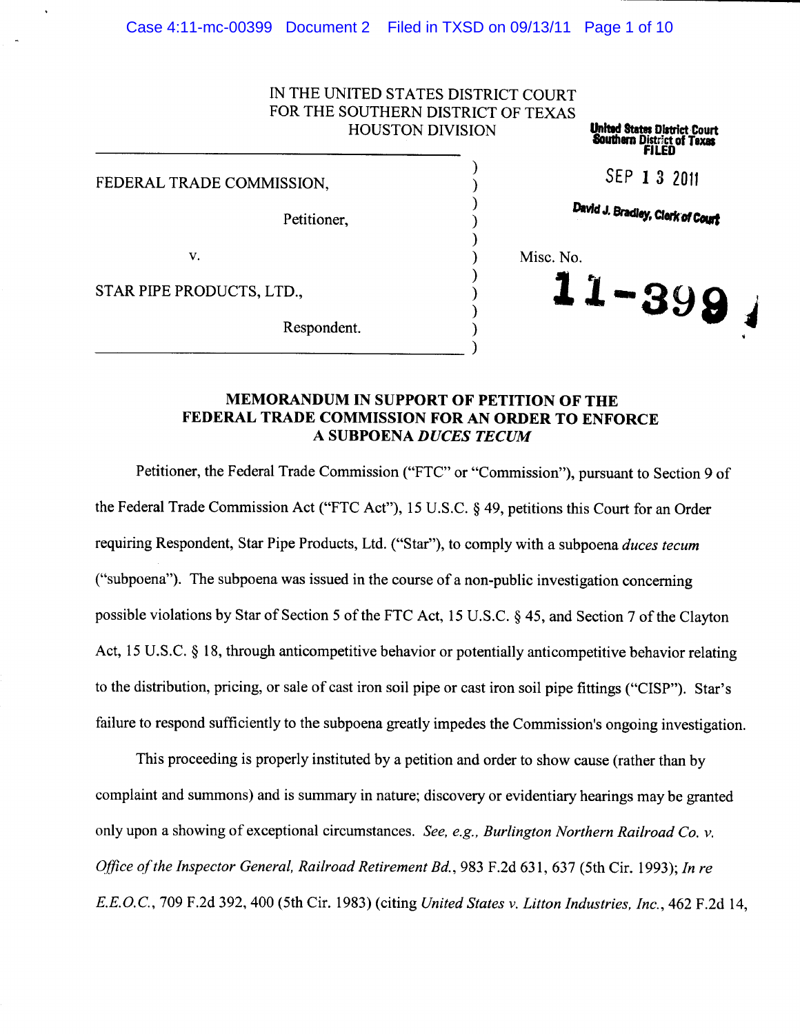IN THE UNITED STATES DISTRICT COURT
FOR THE SOUTHERN DISTRICT OF TEXAS
HOUSTON DIVISION

United States District Court
Southern District of Texas
FILED

SEP 13 2011

David J. Bradley, Clerk of Court

FEDERAL TRADE COMMISSION,

Petitioner,

v.

STAR PIPE PRODUCTS, LTD.,

Respondent.

Misc. No. **11-399**

## MEMORANDUM IN SUPPORT OF PETITION OF THE FEDERAL TRADE COMMISSION FOR AN ORDER TO ENFORCE A SUBPOENA *DUCES TECUM*

Petitioner, the Federal Trade Commission ("FTC" or "Commission"), pursuant to Section 9 of the Federal Trade Commission Act ("FTC Act"), 15 U.S.C. § 49, petitions this Court for an Order requiring Respondent, Star Pipe Products, Ltd. ("Star"), to comply with a subpoena *duces tecum* ("subpoena"). The subpoena was issued in the course of a non-public investigation concerning possible violations by Star of Section 5 of the FTC Act, 15 U.S.C. § 45, and Section 7 of the Clayton Act, 15 U.S.C. § 18, through anticompetitive behavior or potentially anticompetitive behavior relating to the distribution, pricing, or sale of cast iron soil pipe or cast iron soil pipe fittings ("CISP"). Star's failure to respond sufficiently to the subpoena greatly impedes the Commission's ongoing investigation.

This proceeding is properly instituted by a petition and order to show cause (rather than by complaint and summons) and is summary in nature; discovery or evidentiary hearings may be granted only upon a showing of exceptional circumstances. *See, e.g., Burlington Northern Railroad Co. v. Office of the Inspector General, Railroad Retirement Bd.*, 983 F.2d 631, 637 (5th Cir. 1993); *In re E.E.O.C.*, 709 F.2d 392, 400 (5th Cir. 1983) (citing *United States v. Litton Industries, Inc.*, 462 F.2d 14,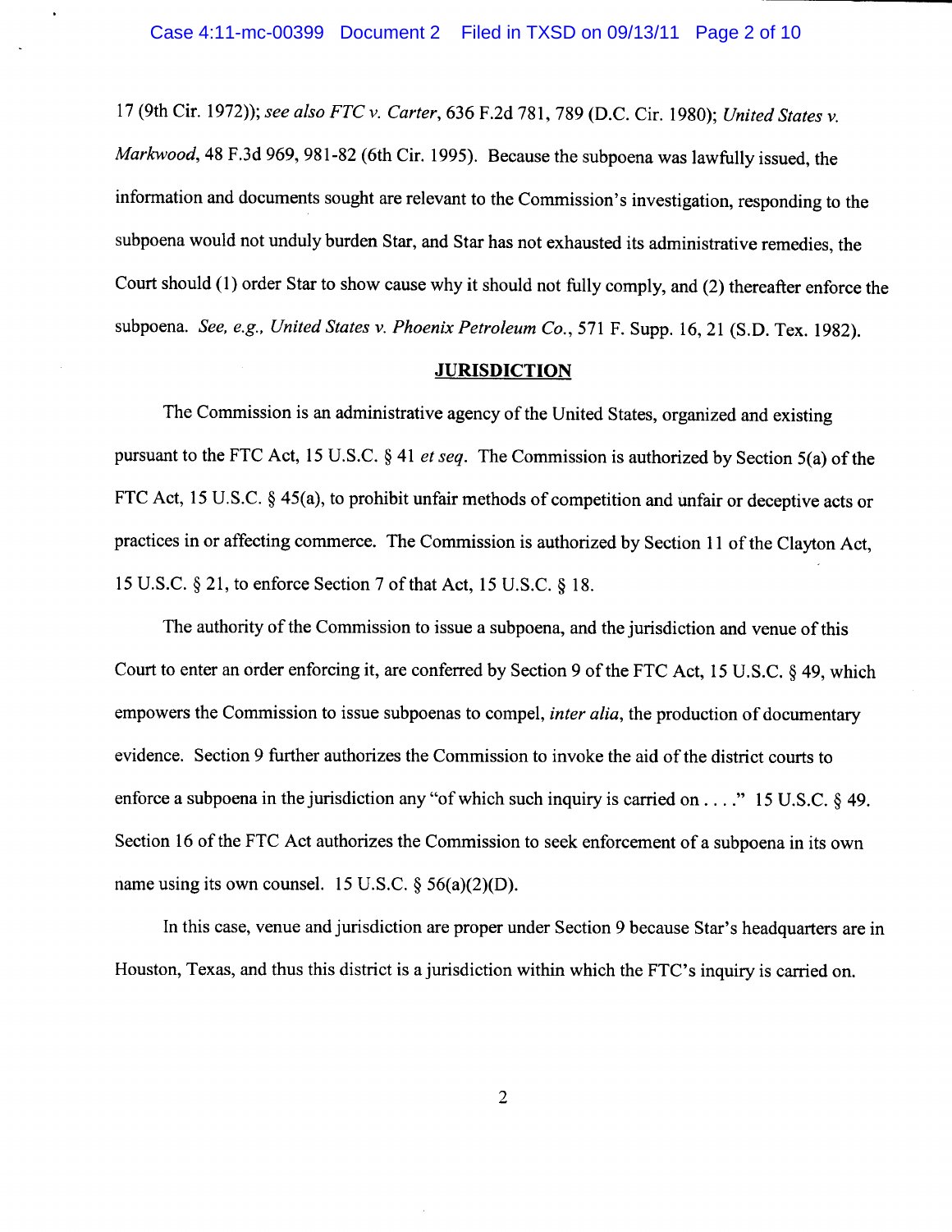17 (9th Cir. 1972)); *see also FTC v. Carter*, 636 F.2d 781, 789 (D.C. Cir. 1980); *United States v. Markwood*, 48 F.3d 969, 981-82 (6th Cir. 1995). Because the subpoena was lawfully issued, the information and documents sought are relevant to the Commission's investigation, responding to the subpoena would not unduly burden Star, and Star has not exhausted its administrative remedies, the Court should (1) order Star to show cause why it should not fully comply, and (2) thereafter enforce the subpoena. *See, e.g., United States v. Phoenix Petroleum Co.*, 571 F. Supp. 16, 21 (S.D. Tex. 1982).

## JURISDICTION

The Commission is an administrative agency of the United States, organized and existing pursuant to the FTC Act, 15 U.S.C. § 41 *et seq.* The Commission is authorized by Section 5(a) of the FTC Act, 15 U.S.C. § 45(a), to prohibit unfair methods of competition and unfair or deceptive acts or practices in or affecting commerce. The Commission is authorized by Section 11 of the Clayton Act, 15 U.S.C. § 21, to enforce Section 7 of that Act, 15 U.S.C. § 18.

The authority of the Commission to issue a subpoena, and the jurisdiction and venue of this Court to enter an order enforcing it, are conferred by Section 9 of the FTC Act, 15 U.S.C. § 49, which empowers the Commission to issue subpoenas to compel, *inter alia*, the production of documentary evidence. Section 9 further authorizes the Commission to invoke the aid of the district courts to enforce a subpoena in the jurisdiction any "of which such inquiry is carried on . . . ." 15 U.S.C. § 49. Section 16 of the FTC Act authorizes the Commission to seek enforcement of a subpoena in its own name using its own counsel. 15 U.S.C. § 56(a)(2)(D).

In this case, venue and jurisdiction are proper under Section 9 because Star's headquarters are in Houston, Texas, and thus this district is a jurisdiction within which the FTC's inquiry is carried on.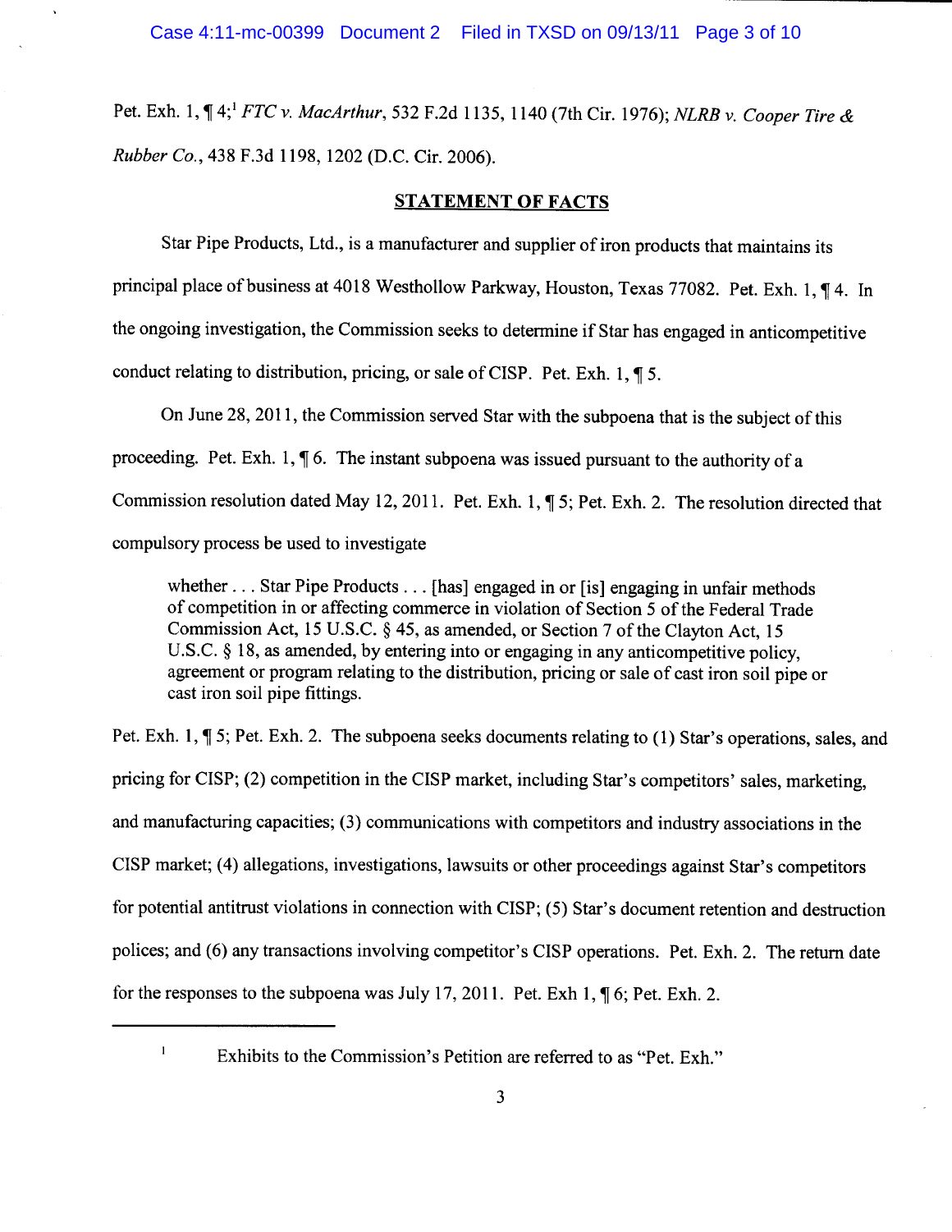Pet. Exh. 1, ¶ 4;[1] *FTC v. MacArthur*, 532 F.2d 1135, 1140 (7th Cir. 1976); *NLRB v. Cooper Tire & Rubber Co.*, 438 F.3d 1198, 1202 (D.C. Cir. 2006).

## STATEMENT OF FACTS

Star Pipe Products, Ltd., is a manufacturer and supplier of iron products that maintains its principal place of business at 4018 Westhollow Parkway, Houston, Texas 77082. Pet. Exh. 1, ¶ 4. In the ongoing investigation, the Commission seeks to determine if Star has engaged in anticompetitive conduct relating to distribution, pricing, or sale of CISP. Pet. Exh. 1, ¶ 5.

On June 28, 2011, the Commission served Star with the subpoena that is the subject of this proceeding. Pet. Exh. 1, ¶ 6. The instant subpoena was issued pursuant to the authority of a Commission resolution dated May 12, 2011. Pet. Exh. 1, ¶ 5; Pet. Exh. 2. The resolution directed that compulsory process be used to investigate

> whether . . . Star Pipe Products . . . [has] engaged in or [is] engaging in unfair methods of competition in or affecting commerce in violation of Section 5 of the Federal Trade Commission Act, 15 U.S.C. § 45, as amended, or Section 7 of the Clayton Act, 15 U.S.C. § 18, as amended, by entering into or engaging in any anticompetitive policy, agreement or program relating to the distribution, pricing or sale of cast iron soil pipe or cast iron soil pipe fittings.

Pet. Exh. 1, ¶ 5; Pet. Exh. 2. The subpoena seeks documents relating to (1) Star's operations, sales, and pricing for CISP; (2) competition in the CISP market, including Star's competitors' sales, marketing, and manufacturing capacities; (3) communications with competitors and industry associations in the CISP market; (4) allegations, investigations, lawsuits or other proceedings against Star's competitors for potential antitrust violations in connection with CISP; (5) Star's document retention and destruction polices; and (6) any transactions involving competitor's CISP operations. Pet. Exh. 2. The return date for the responses to the subpoena was July 17, 2011. Pet. Exh 1, ¶ 6; Pet. Exh. 2.

---

[1] Exhibits to the Commission's Petition are referred to as "Pet. Exh."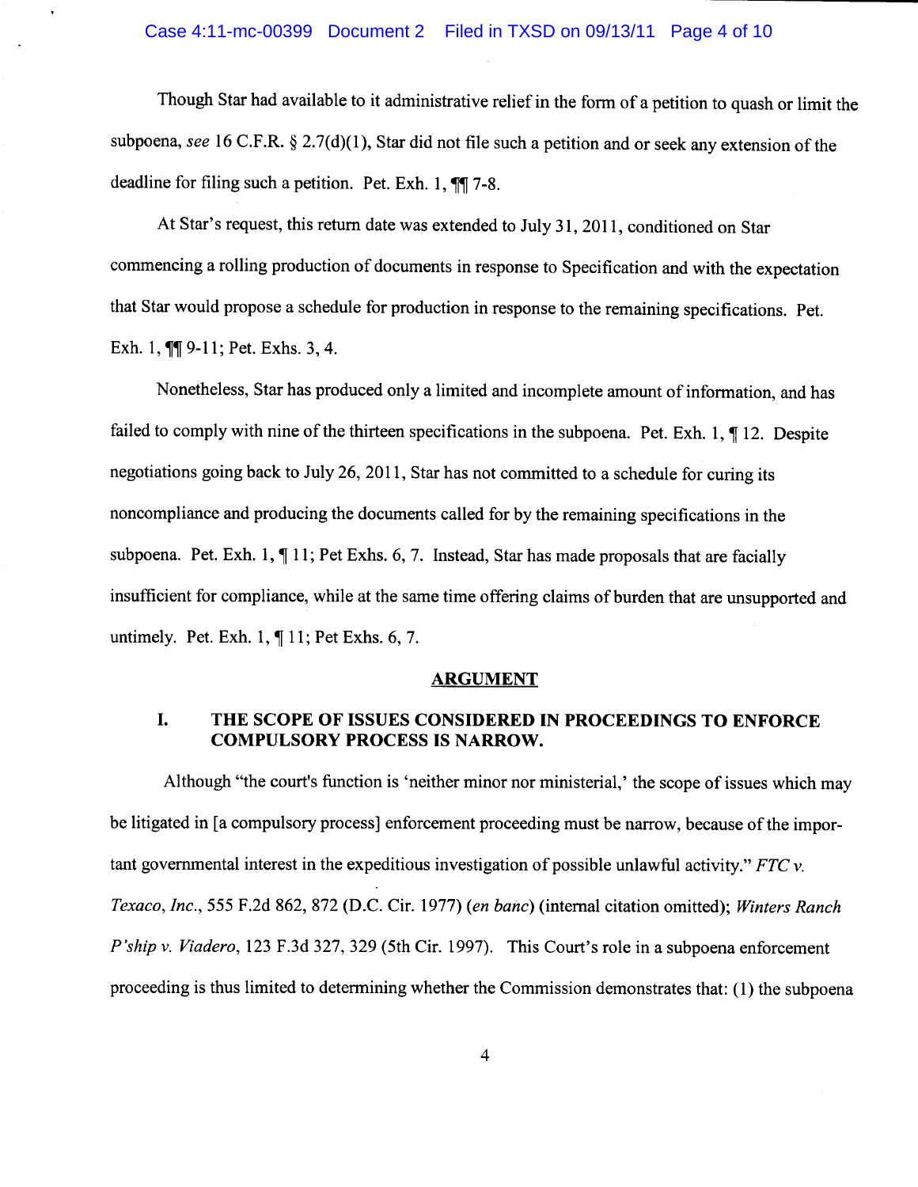Though Star had available to it administrative relief in the form of a petition to quash or limit the subpoena, *see* 16 C.F.R. § 2.7(d)(1), Star did not file such a petition and or seek any extension of the deadline for filing such a petition. Pet. Exh. 1, ¶¶ 7-8.

At Star's request, this return date was extended to July 31, 2011, conditioned on Star commencing a rolling production of documents in response to Specification and with the expectation that Star would propose a schedule for production in response to the remaining specifications. Pet. Exh. 1, ¶¶ 9-11; Pet. Exhs. 3, 4.

Nonetheless, Star has produced only a limited and incomplete amount of information, and has failed to comply with nine of the thirteen specifications in the subpoena. Pet. Exh. 1, ¶ 12. Despite negotiations going back to July 26, 2011, Star has not committed to a schedule for curing its noncompliance and producing the documents called for by the remaining specifications in the subpoena. Pet. Exh. 1, ¶ 11; Pet Exhs. 6, 7. Instead, Star has made proposals that are facially insufficient for compliance, while at the same time offering claims of burden that are unsupported and untimely. Pet. Exh. 1, ¶ 11; Pet Exhs. 6, 7.

## ARGUMENT

### I. THE SCOPE OF ISSUES CONSIDERED IN PROCEEDINGS TO ENFORCE COMPULSORY PROCESS IS NARROW.

Although "the court's function is 'neither minor nor ministerial,' the scope of issues which may be litigated in [a compulsory process] enforcement proceeding must be narrow, because of the important governmental interest in the expeditious investigation of possible unlawful activity." *FTC v. Texaco, Inc.*, 555 F.2d 862, 872 (D.C. Cir. 1977) (*en banc*) (internal citation omitted); *Winters Ranch P'ship v. Viadero*, 123 F.3d 327, 329 (5th Cir. 1997). This Court's role in a subpoena enforcement proceeding is thus limited to determining whether the Commission demonstrates that: (1) the subpoena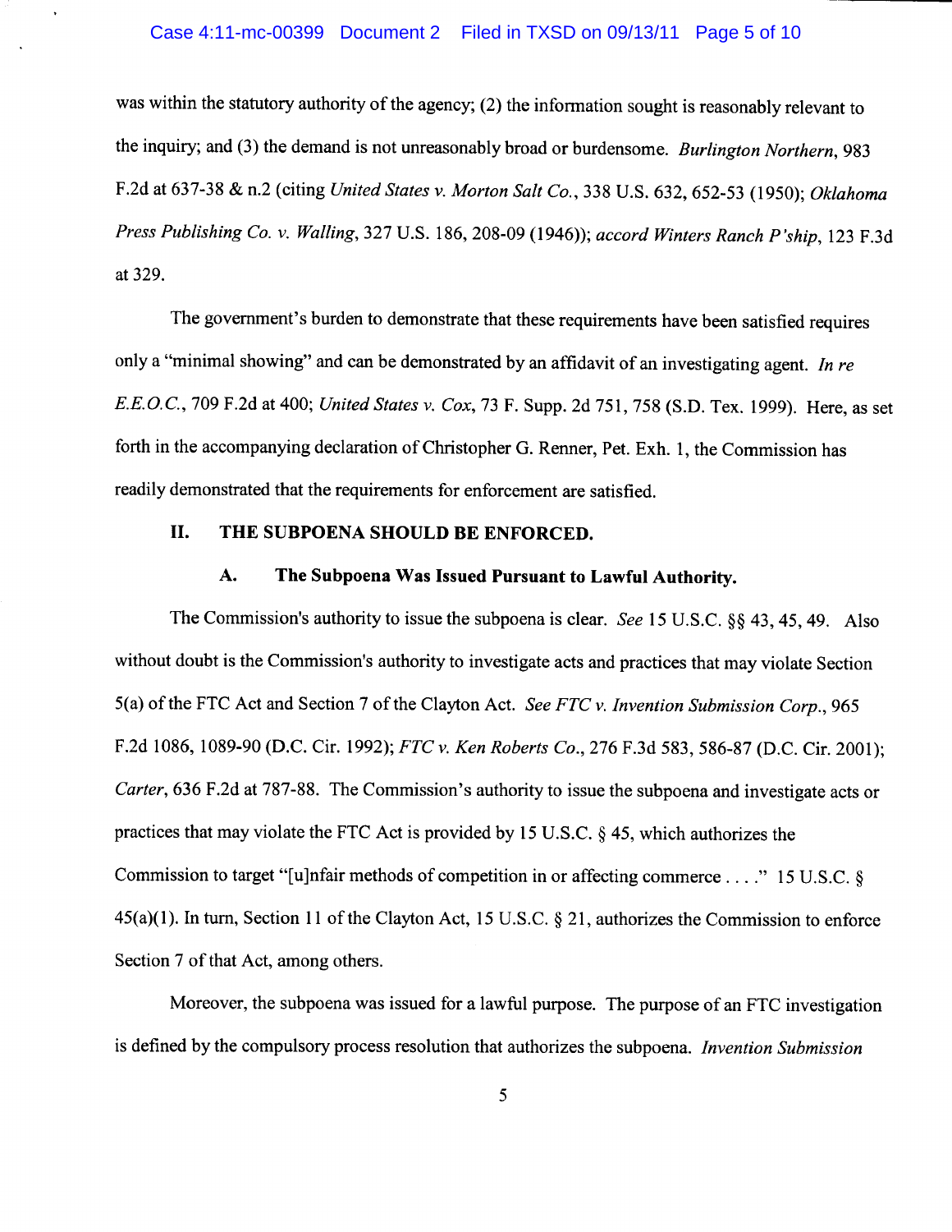was within the statutory authority of the agency; (2) the information sought is reasonably relevant to the inquiry; and (3) the demand is not unreasonably broad or burdensome. *Burlington Northern*, 983 F.2d at 637-38 & n.2 (citing *United States v. Morton Salt Co.*, 338 U.S. 632, 652-53 (1950); *Oklahoma Press Publishing Co. v. Walling*, 327 U.S. 186, 208-09 (1946)); *accord Winters Ranch P'ship*, 123 F.3d at 329.

The government's burden to demonstrate that these requirements have been satisfied requires only a "minimal showing" and can be demonstrated by an affidavit of an investigating agent. *In re E.E.O.C.*, 709 F.2d at 400; *United States v. Cox*, 73 F. Supp. 2d 751, 758 (S.D. Tex. 1999). Here, as set forth in the accompanying declaration of Christopher G. Renner, Pet. Exh. 1, the Commission has readily demonstrated that the requirements for enforcement are satisfied.

## II. THE SUBPOENA SHOULD BE ENFORCED.

### A. The Subpoena Was Issued Pursuant to Lawful Authority.

The Commission's authority to issue the subpoena is clear. *See* 15 U.S.C. §§ 43, 45, 49. Also without doubt is the Commission's authority to investigate acts and practices that may violate Section 5(a) of the FTC Act and Section 7 of the Clayton Act. *See FTC v. Invention Submission Corp.*, 965 F.2d 1086, 1089-90 (D.C. Cir. 1992); *FTC v. Ken Roberts Co.*, 276 F.3d 583, 586-87 (D.C. Cir. 2001); *Carter*, 636 F.2d at 787-88. The Commission's authority to issue the subpoena and investigate acts or practices that may violate the FTC Act is provided by 15 U.S.C. § 45, which authorizes the Commission to target "[u]nfair methods of competition in or affecting commerce . . . ." 15 U.S.C. § 45(a)(1). In turn, Section 11 of the Clayton Act, 15 U.S.C. § 21, authorizes the Commission to enforce Section 7 of that Act, among others.

Moreover, the subpoena was issued for a lawful purpose. The purpose of an FTC investigation is defined by the compulsory process resolution that authorizes the subpoena. *Invention Submission*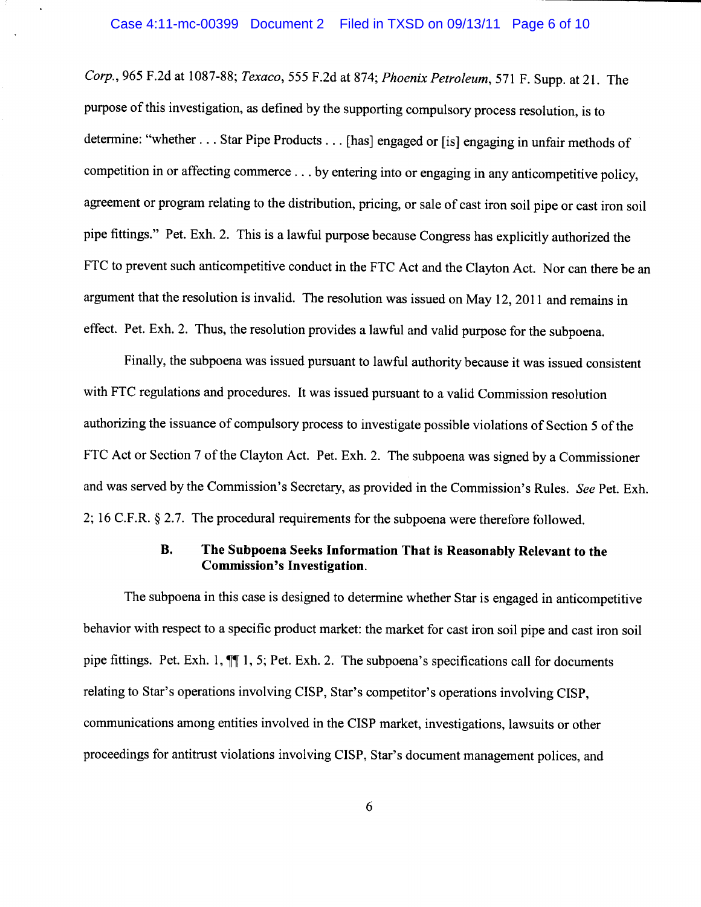*Corp.*, 965 F.2d at 1087-88; *Texaco*, 555 F.2d at 874; *Phoenix Petroleum*, 571 F. Supp. at 21. The purpose of this investigation, as defined by the supporting compulsory process resolution, is to determine: "whether . . . Star Pipe Products . . . [has] engaged or [is] engaging in unfair methods of competition in or affecting commerce . . . by entering into or engaging in any anticompetitive policy, agreement or program relating to the distribution, pricing, or sale of cast iron soil pipe or cast iron soil pipe fittings." Pet. Exh. 2. This is a lawful purpose because Congress has explicitly authorized the FTC to prevent such anticompetitive conduct in the FTC Act and the Clayton Act. Nor can there be an argument that the resolution is invalid. The resolution was issued on May 12, 2011 and remains in effect. Pet. Exh. 2. Thus, the resolution provides a lawful and valid purpose for the subpoena.

Finally, the subpoena was issued pursuant to lawful authority because it was issued consistent with FTC regulations and procedures. It was issued pursuant to a valid Commission resolution authorizing the issuance of compulsory process to investigate possible violations of Section 5 of the FTC Act or Section 7 of the Clayton Act. Pet. Exh. 2. The subpoena was signed by a Commissioner and was served by the Commission's Secretary, as provided in the Commission's Rules. *See* Pet. Exh. 2; 16 C.F.R. § 2.7. The procedural requirements for the subpoena were therefore followed.

### B. The Subpoena Seeks Information That is Reasonably Relevant to the Commission's Investigation.

The subpoena in this case is designed to determine whether Star is engaged in anticompetitive behavior with respect to a specific product market: the market for cast iron soil pipe and cast iron soil pipe fittings. Pet. Exh. 1, ¶¶ 1, 5; Pet. Exh. 2. The subpoena's specifications call for documents relating to Star's operations involving CISP, Star's competitor's operations involving CISP, communications among entities involved in the CISP market, investigations, lawsuits or other proceedings for antitrust violations involving CISP, Star's document management polices, and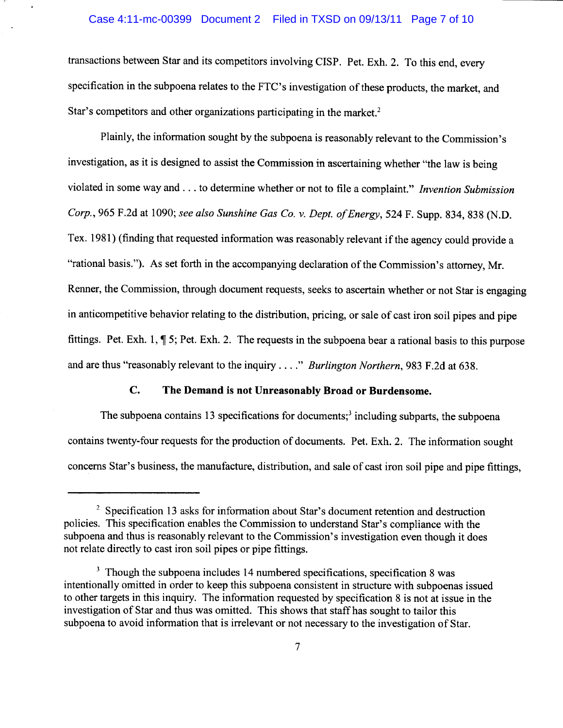transactions between Star and its competitors involving CISP. Pet. Exh. 2. To this end, every specification in the subpoena relates to the FTC's investigation of these products, the market, and Star's competitors and other organizations participating in the market.[2]

Plainly, the information sought by the subpoena is reasonably relevant to the Commission's investigation, as it is designed to assist the Commission in ascertaining whether "the law is being violated in some way and . . . to determine whether or not to file a complaint." *Invention Submission Corp.*, 965 F.2d at 1090; *see also Sunshine Gas Co. v. Dept. of Energy*, 524 F. Supp. 834, 838 (N.D. Tex. 1981) (finding that requested information was reasonably relevant if the agency could provide a "rational basis."). As set forth in the accompanying declaration of the Commission's attorney, Mr. Renner, the Commission, through document requests, seeks to ascertain whether or not Star is engaging in anticompetitive behavior relating to the distribution, pricing, or sale of cast iron soil pipes and pipe fittings. Pet. Exh. 1, ¶ 5; Pet. Exh. 2. The requests in the subpoena bear a rational basis to this purpose and are thus "reasonably relevant to the inquiry . . . ." *Burlington Northern*, 983 F.2d at 638.

### C. The Demand is not Unreasonably Broad or Burdensome.

The subpoena contains 13 specifications for documents;[3] including subparts, the subpoena contains twenty-four requests for the production of documents. Pet. Exh. 2. The information sought concerns Star's business, the manufacture, distribution, and sale of cast iron soil pipe and pipe fittings,

---

[2] Specification 13 asks for information about Star's document retention and destruction policies. This specification enables the Commission to understand Star's compliance with the subpoena and thus is reasonably relevant to the Commission's investigation even though it does not relate directly to cast iron soil pipes or pipe fittings.

[3] Though the subpoena includes 14 numbered specifications, specification 8 was intentionally omitted in order to keep this subpoena consistent in structure with subpoenas issued to other targets in this inquiry. The information requested by specification 8 is not at issue in the investigation of Star and thus was omitted. This shows that staff has sought to tailor this subpoena to avoid information that is irrelevant or not necessary to the investigation of Star.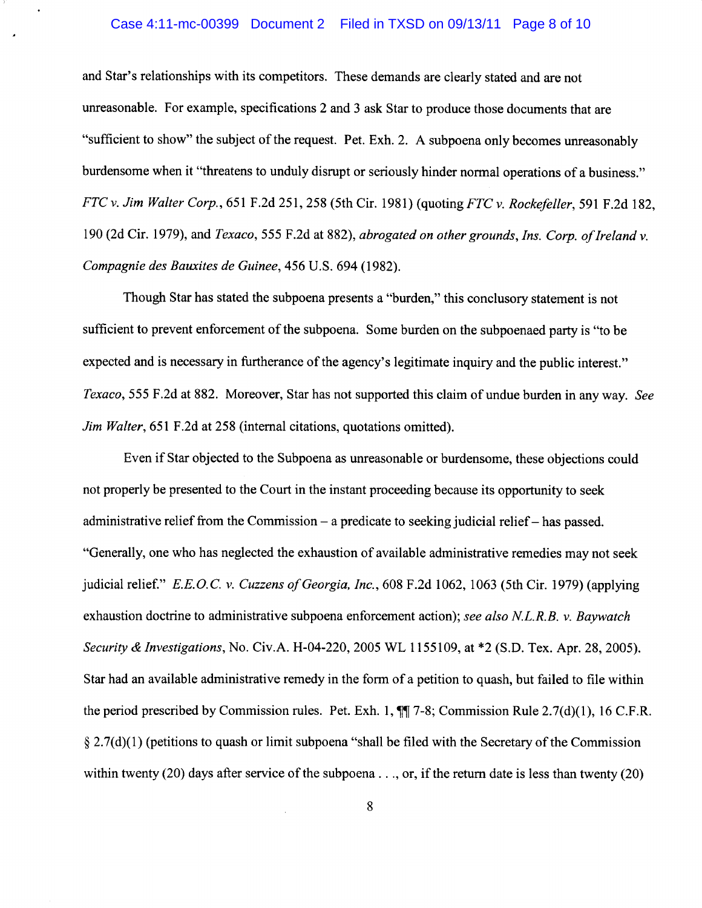and Star's relationships with its competitors. These demands are clearly stated and are not unreasonable. For example, specifications 2 and 3 ask Star to produce those documents that are "sufficient to show" the subject of the request. Pet. Exh. 2. A subpoena only becomes unreasonably burdensome when it "threatens to unduly disrupt or seriously hinder normal operations of a business." *FTC v. Jim Walter Corp.*, 651 F.2d 251, 258 (5th Cir. 1981) (quoting *FTC v. Rockefeller*, 591 F.2d 182, 190 (2d Cir. 1979), and *Texaco*, 555 F.2d at 882), *abrogated on other grounds*, *Ins. Corp. of Ireland v. Compagnie des Bauxites de Guinee*, 456 U.S. 694 (1982).

Though Star has stated the subpoena presents a "burden," this conclusory statement is not sufficient to prevent enforcement of the subpoena. Some burden on the subpoenaed party is "to be expected and is necessary in furtherance of the agency's legitimate inquiry and the public interest." *Texaco*, 555 F.2d at 882. Moreover, Star has not supported this claim of undue burden in any way. *See Jim Walter*, 651 F.2d at 258 (internal citations, quotations omitted).

Even if Star objected to the Subpoena as unreasonable or burdensome, these objections could not properly be presented to the Court in the instant proceeding because its opportunity to seek administrative relief from the Commission – a predicate to seeking judicial relief – has passed. "Generally, one who has neglected the exhaustion of available administrative remedies may not seek judicial relief." *E.E.O.C. v. Cuzzens of Georgia, Inc.*, 608 F.2d 1062, 1063 (5th Cir. 1979) (applying exhaustion doctrine to administrative subpoena enforcement action); *see also N.L.R.B. v. Baywatch Security & Investigations*, No. Civ.A. H-04-220, 2005 WL 1155109, at *2 (S.D. Tex. Apr. 28, 2005). Star had an available administrative remedy in the form of a petition to quash, but failed to file within the period prescribed by Commission rules. Pet. Exh. 1, ¶¶ 7-8; Commission Rule 2.7(d)(1), 16 C.F.R. § 2.7(d)(1) (petitions to quash or limit subpoena "shall be filed with the Secretary of the Commission within twenty (20) days after service of the subpoena . . ., or, if the return date is less than twenty (20)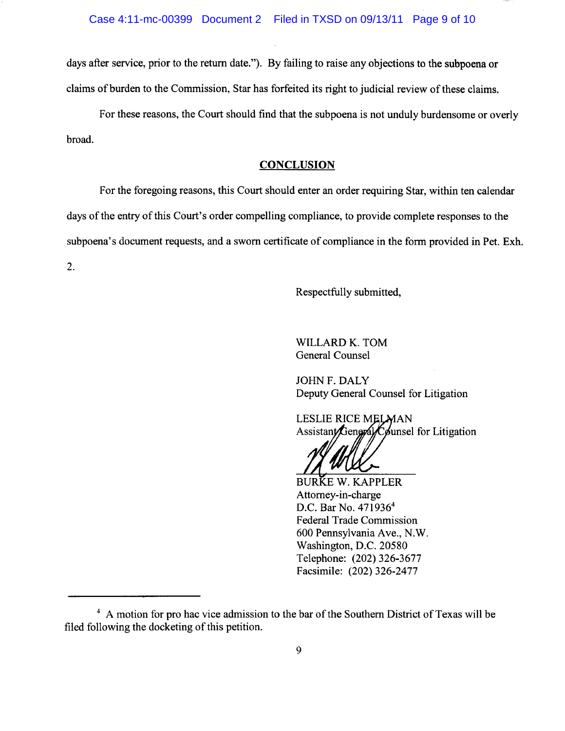days after service, prior to the return date."). By failing to raise any objections to the subpoena or claims of burden to the Commission, Star has forfeited its right to judicial review of these claims.

For these reasons, the Court should find that the subpoena is not unduly burdensome or overly broad.

## CONCLUSION

For the foregoing reasons, this Court should enter an order requiring Star, within ten calendar days of the entry of this Court's order compelling compliance, to provide complete responses to the subpoena's document requests, and a sworn certificate of compliance in the form provided in Pet. Exh. 2.

Respectfully submitted,

WILLARD K. TOM
General Counsel

JOHN F. DALY
Deputy General Counsel for Litigation

LESLIE RICE MELMAN
Assistant General Counsel for Litigation

BURKE W. KAPPLER
Attorney-in-charge
D.C. Bar No. 471936[4]
Federal Trade Commission
600 Pennsylvania Ave., N.W.
Washington, D.C. 20580
Telephone: (202) 326-3677
Facsimile: (202) 326-2477

---

[4] A motion for pro hac vice admission to the bar of the Southern District of Texas will be filed following the docketing of this petition.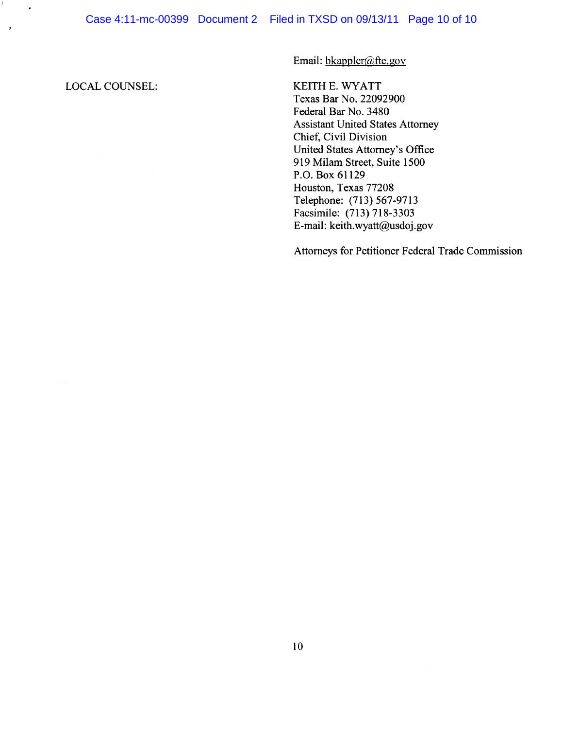Email: bkappler@ftc.gov

LOCAL COUNSEL:

KEITH E. WYATT
Texas Bar No. 22092900
Federal Bar No. 3480
Assistant United States Attorney
Chief, Civil Division
United States Attorney's Office
919 Milam Street, Suite 1500
P.O. Box 61129
Houston, Texas 77208
Telephone: (713) 567-9713
Facsimile: (713) 718-3303
E-mail: keith.wyatt@usdoj.gov

Attorneys for Petitioner Federal Trade Commission